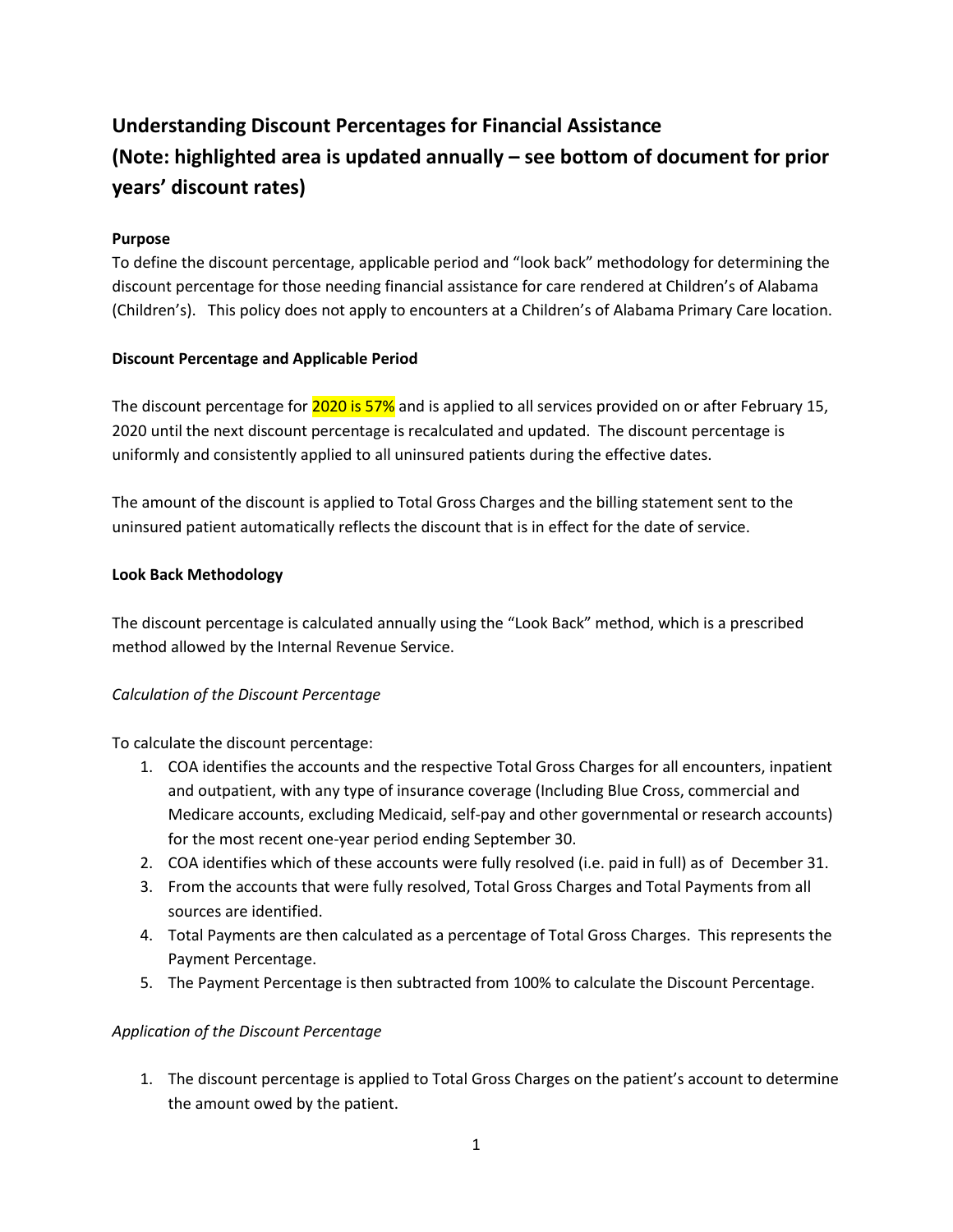# Understanding Discount Percentages for Financial Assistance
# (Note: highlighted area is updated annually – see bottom of document for prior years' discount rates)

**Purpose**

To define the discount percentage, applicable period and "look back" methodology for determining the discount percentage for those needing financial assistance for care rendered at Children's of Alabama (Children's). This policy does not apply to encounters at a Children's of Alabama Primary Care location.

**Discount Percentage and Applicable Period**

The discount percentage for 2020 is 57% and is applied to all services provided on or after February 15, 2020 until the next discount percentage is recalculated and updated. The discount percentage is uniformly and consistently applied to all uninsured patients during the effective dates.

The amount of the discount is applied to Total Gross Charges and the billing statement sent to the uninsured patient automatically reflects the discount that is in effect for the date of service.

**Look Back Methodology**

The discount percentage is calculated annually using the "Look Back" method, which is a prescribed method allowed by the Internal Revenue Service.

*Calculation of the Discount Percentage*

To calculate the discount percentage:

1. COA identifies the accounts and the respective Total Gross Charges for all encounters, inpatient and outpatient, with any type of insurance coverage (Including Blue Cross, commercial and Medicare accounts, excluding Medicaid, self-pay and other governmental or research accounts) for the most recent one-year period ending September 30.
2. COA identifies which of these accounts were fully resolved (i.e. paid in full) as of December 31.
3. From the accounts that were fully resolved, Total Gross Charges and Total Payments from all sources are identified.
4. Total Payments are then calculated as a percentage of Total Gross Charges. This represents the Payment Percentage.
5. The Payment Percentage is then subtracted from 100% to calculate the Discount Percentage.

*Application of the Discount Percentage*

1. The discount percentage is applied to Total Gross Charges on the patient's account to determine the amount owed by the patient.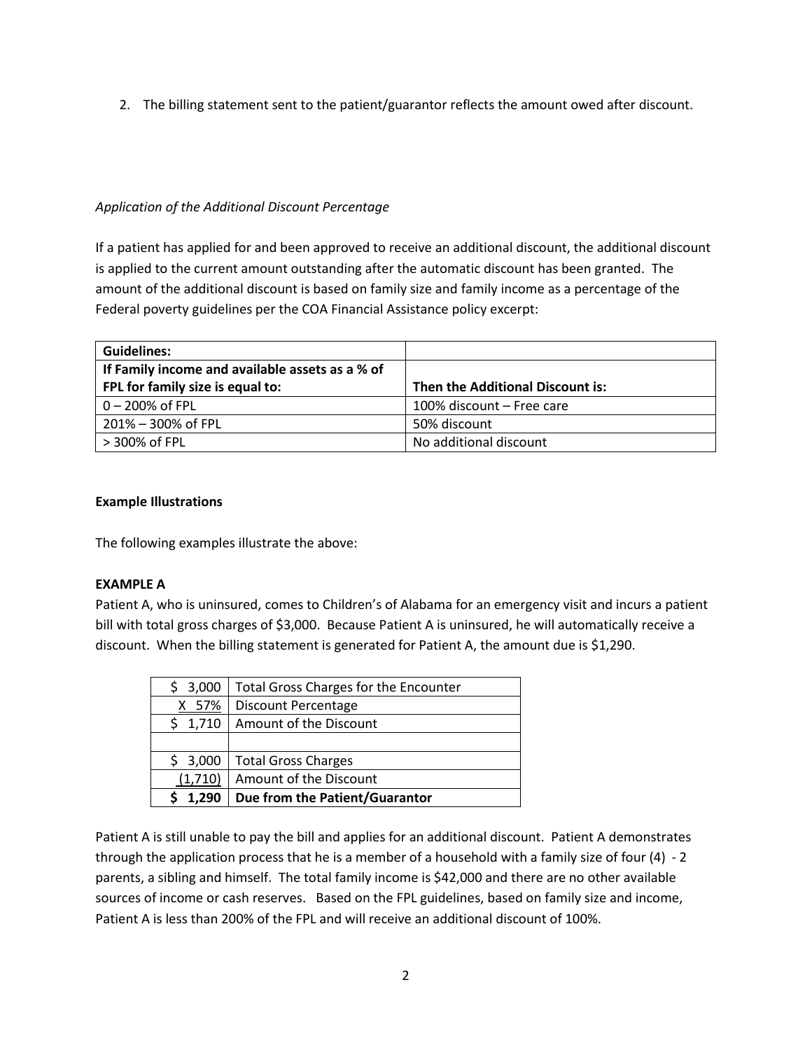2. The billing statement sent to the patient/guarantor reflects the amount owed after discount.

*Application of the Additional Discount Percentage*

If a patient has applied for and been approved to receive an additional discount, the additional discount is applied to the current amount outstanding after the automatic discount has been granted. The amount of the additional discount is based on family size and family income as a percentage of the Federal poverty guidelines per the COA Financial Assistance policy excerpt:

| **Guidelines:** | |
|---|---|
| **If Family income and available assets as a % of FPL for family size is equal to:** | **Then the Additional Discount is:** |
| 0 – 200% of FPL | 100% discount – Free care |
| 201% – 300% of FPL | 50% discount |
| > 300% of FPL | No additional discount |

**Example Illustrations**

The following examples illustrate the above:

**EXAMPLE A**

Patient A, who is uninsured, comes to Children's of Alabama for an emergency visit and incurs a patient bill with total gross charges of $3,000. Because Patient A is uninsured, he will automatically receive a discount. When the billing statement is generated for Patient A, the amount due is $1,290.

| | |
|---|---|
| $ 3,000 | Total Gross Charges for the Encounter |
| X 57% | Discount Percentage |
| $ 1,710 | Amount of the Discount |
| | |
| $ 3,000 | Total Gross Charges |
| (1,710) | Amount of the Discount |
| **$ 1,290** | **Due from the Patient/Guarantor** |

Patient A is still unable to pay the bill and applies for an additional discount. Patient A demonstrates through the application process that he is a member of a household with a family size of four (4) - 2 parents, a sibling and himself. The total family income is $42,000 and there are no other available sources of income or cash reserves. Based on the FPL guidelines, based on family size and income, Patient A is less than 200% of the FPL and will receive an additional discount of 100%.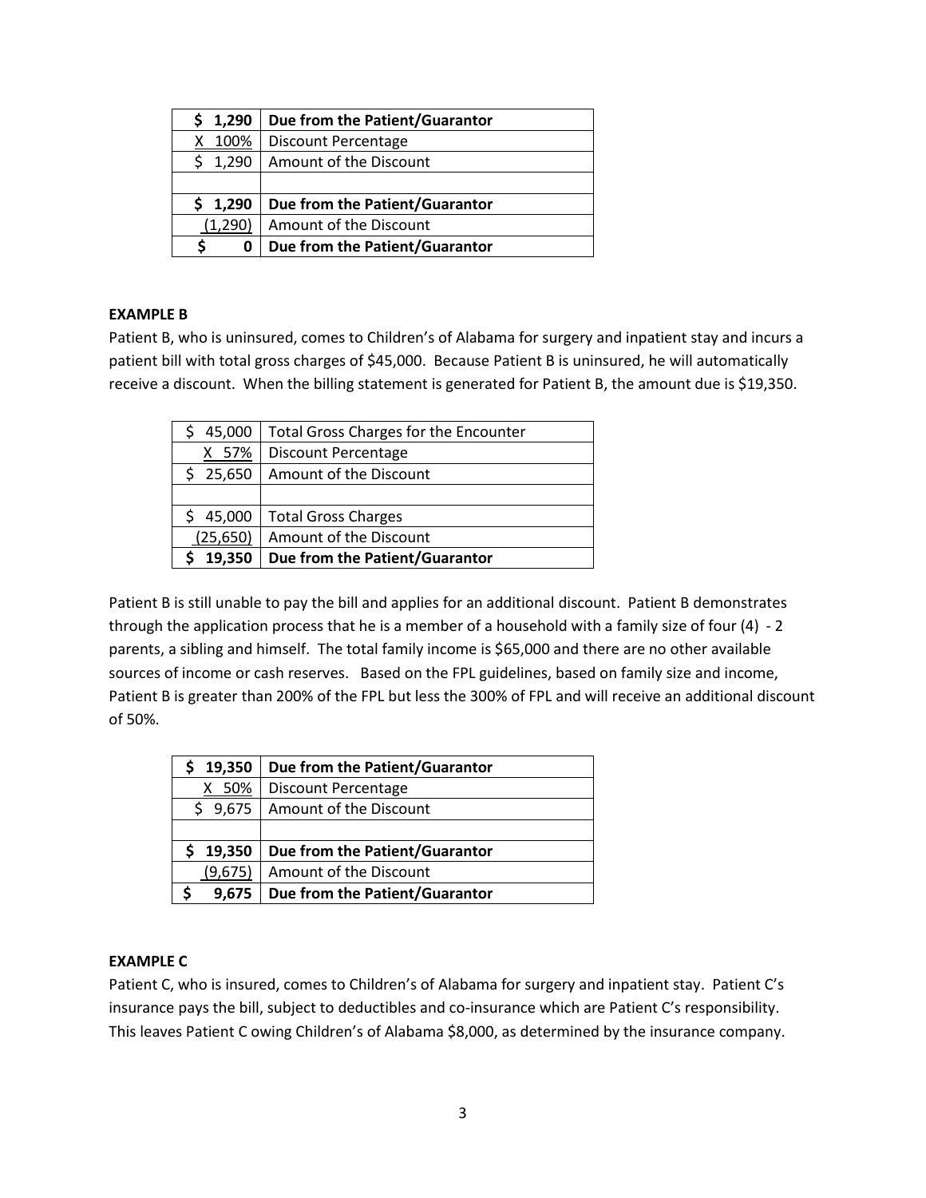| **$ 1,290** | **Due from the Patient/Guarantor** |
|---|---|
| X 100% | Discount Percentage |
| $ 1,290 | Amount of the Discount |
| | |
| **$ 1,290** | **Due from the Patient/Guarantor** |
| (1,290) | Amount of the Discount |
| **$ 0** | **Due from the Patient/Guarantor** |

**EXAMPLE B**

Patient B, who is uninsured, comes to Children's of Alabama for surgery and inpatient stay and incurs a patient bill with total gross charges of $45,000. Because Patient B is uninsured, he will automatically receive a discount. When the billing statement is generated for Patient B, the amount due is $19,350.

| $ 45,000 | Total Gross Charges for the Encounter |
|---|---|
| X 57% | Discount Percentage |
| $ 25,650 | Amount of the Discount |
| | |
| $ 45,000 | Total Gross Charges |
| (25,650) | Amount of the Discount |
| **$ 19,350** | **Due from the Patient/Guarantor** |

Patient B is still unable to pay the bill and applies for an additional discount. Patient B demonstrates through the application process that he is a member of a household with a family size of four (4) - 2 parents, a sibling and himself. The total family income is $65,000 and there are no other available sources of income or cash reserves. Based on the FPL guidelines, based on family size and income, Patient B is greater than 200% of the FPL but less the 300% of FPL and will receive an additional discount of 50%.

| **$ 19,350** | **Due from the Patient/Guarantor** |
|---|---|
| X 50% | Discount Percentage |
| $ 9,675 | Amount of the Discount |
| | |
| **$ 19,350** | **Due from the Patient/Guarantor** |
| (9,675) | Amount of the Discount |
| **$ 9,675** | **Due from the Patient/Guarantor** |

**EXAMPLE C**

Patient C, who is insured, comes to Children's of Alabama for surgery and inpatient stay. Patient C's insurance pays the bill, subject to deductibles and co-insurance which are Patient C's responsibility. This leaves Patient C owing Children's of Alabama $8,000, as determined by the insurance company.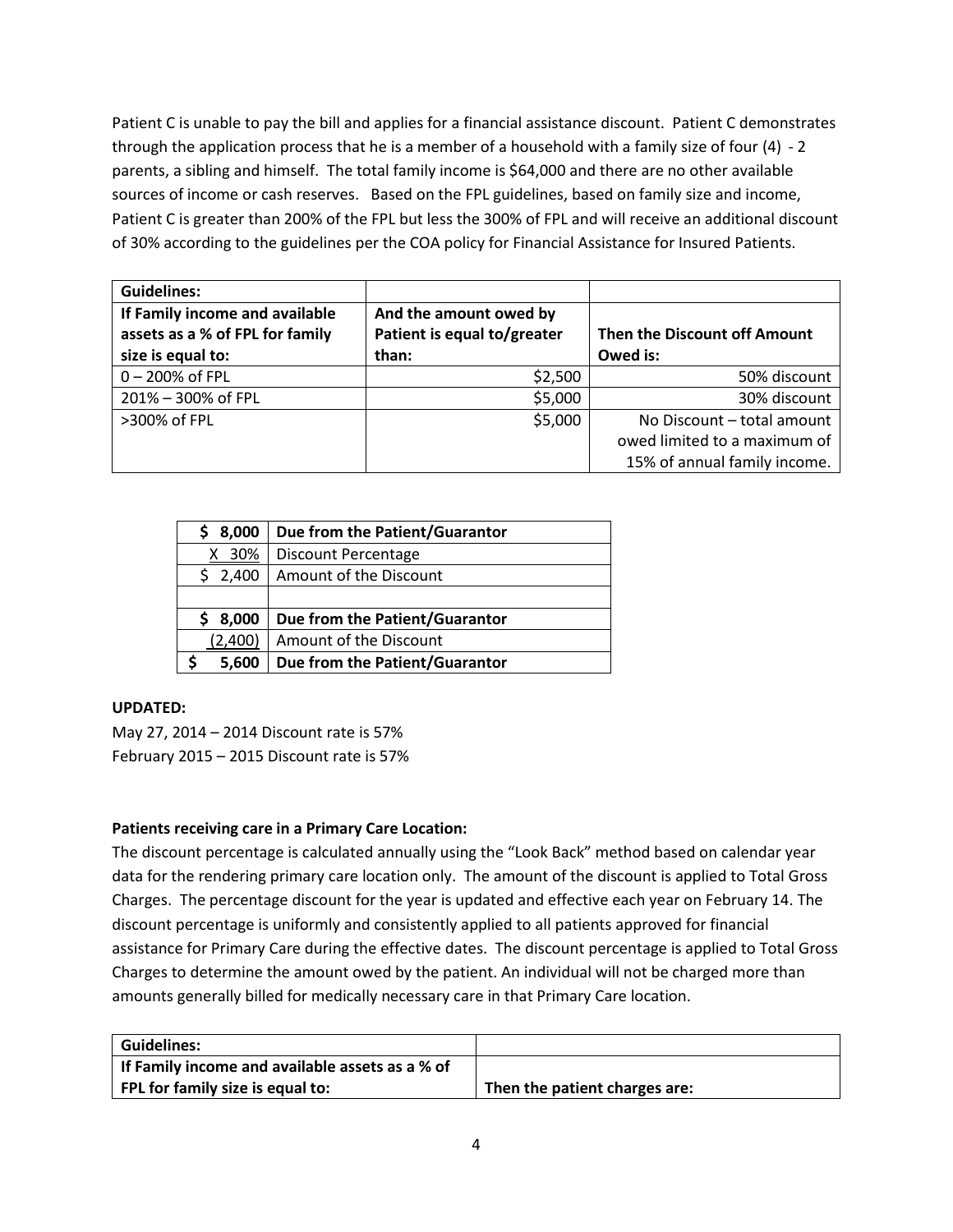Patient C is unable to pay the bill and applies for a financial assistance discount. Patient C demonstrates through the application process that he is a member of a household with a family size of four (4) - 2 parents, a sibling and himself. The total family income is $64,000 and there are no other available sources of income or cash reserves. Based on the FPL guidelines, based on family size and income, Patient C is greater than 200% of the FPL but less the 300% of FPL and will receive an additional discount of 30% according to the guidelines per the COA policy for Financial Assistance for Insured Patients.

| **Guidelines:** | | |
|---|---|---|
| **If Family income and available assets as a % of FPL for family size is equal to:** | **And the amount owed by Patient is equal to/greater than:** | **Then the Discount off Amount Owed is:** |
| 0 – 200% of FPL | $2,500 | 50% discount |
| 201% – 300% of FPL | $5,000 | 30% discount |
| >300% of FPL | $5,000 | No Discount – total amount owed limited to a maximum of 15% of annual family income. |

| | |
|---|---|
| **$ 8,000** | **Due from the Patient/Guarantor** |
| X 30% | Discount Percentage |
| $ 2,400 | Amount of the Discount |
| | |
| **$ 8,000** | **Due from the Patient/Guarantor** |
| (2,400) | Amount of the Discount |
| **$ 5,600** | **Due from the Patient/Guarantor** |

**UPDATED:**

May 27, 2014 – 2014 Discount rate is 57%
February 2015 – 2015 Discount rate is 57%

**Patients receiving care in a Primary Care Location:**

The discount percentage is calculated annually using the "Look Back" method based on calendar year data for the rendering primary care location only. The amount of the discount is applied to Total Gross Charges. The percentage discount for the year is updated and effective each year on February 14. The discount percentage is uniformly and consistently applied to all patients approved for financial assistance for Primary Care during the effective dates. The discount percentage is applied to Total Gross Charges to determine the amount owed by the patient. An individual will not be charged more than amounts generally billed for medically necessary care in that Primary Care location.

| **Guidelines:** | |
|---|---|
| **If Family income and available assets as a % of FPL for family size is equal to:** | **Then the patient charges are:** |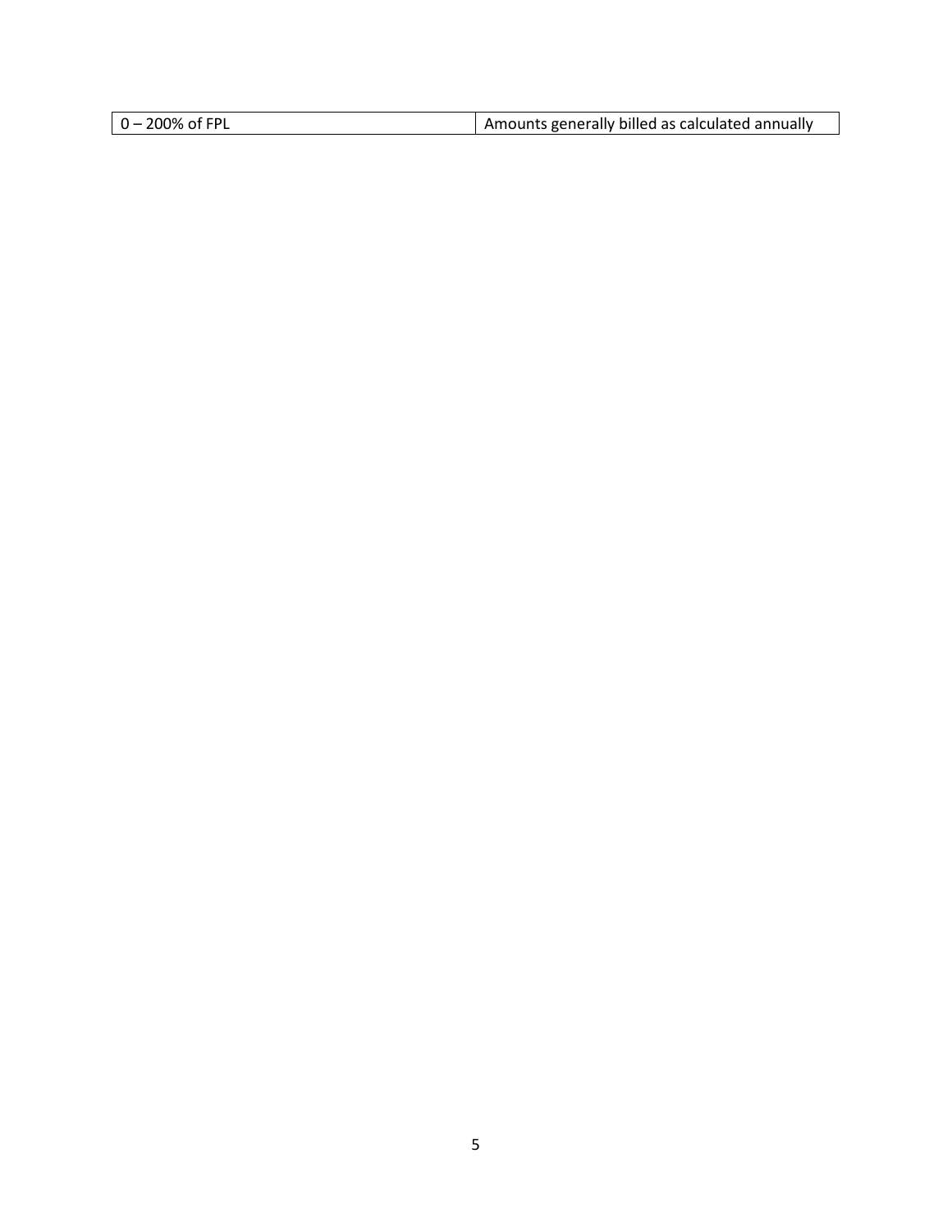| | |
|---|---|
| 0 – 200% of FPL | Amounts generally billed as calculated annually |